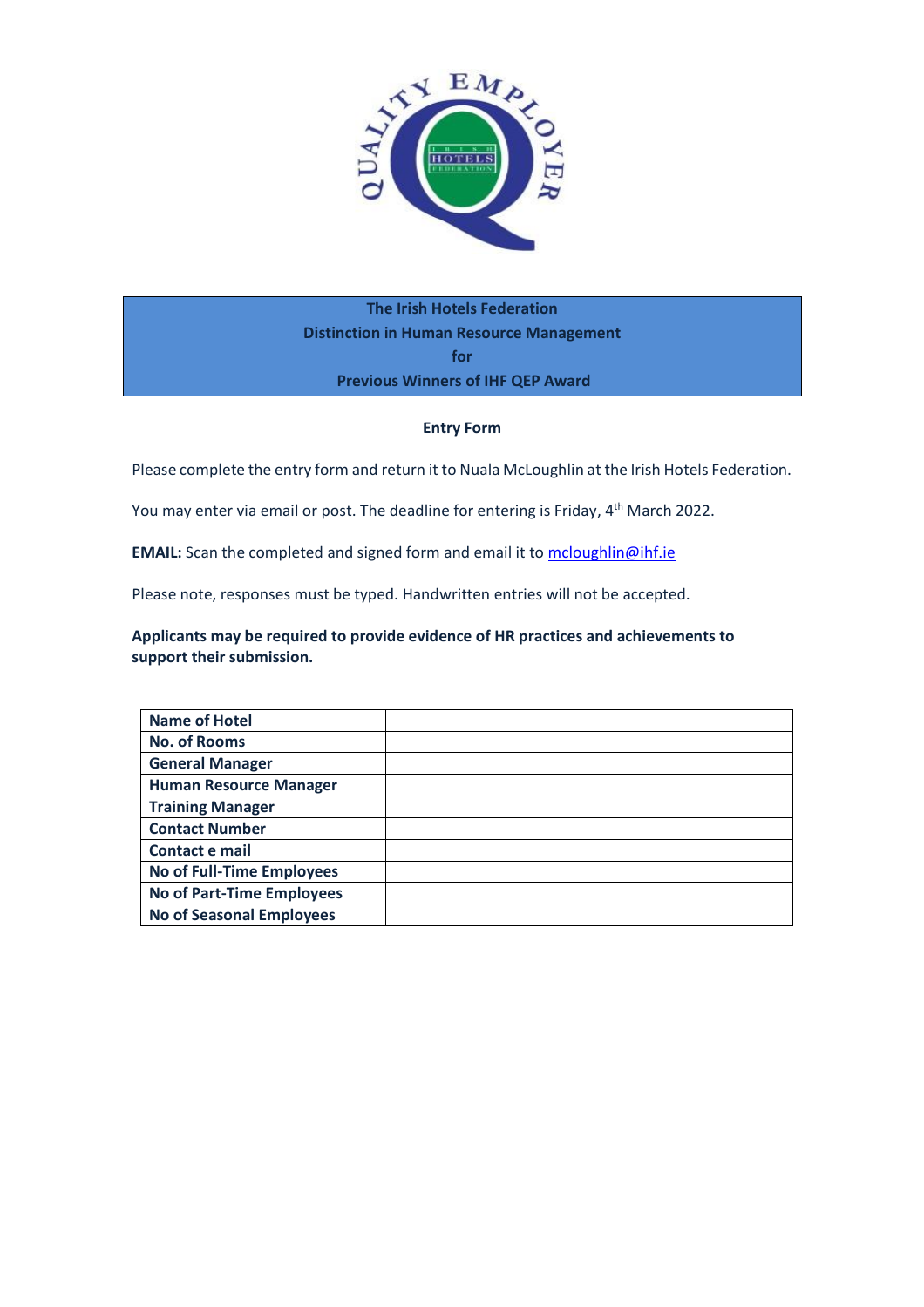# The Irish Hotels Federation
# Distinction in Human Resource Management
# for
# Previous Winners of IHF QEP Award

**Entry Form**

Please complete the entry form and return it to Nuala McLoughlin at the Irish Hotels Federation.

You may enter via email or post. The deadline for entering is Friday, 4th March 2022.

**EMAIL:** Scan the completed and signed form and email it to mcloughlin@ihf.ie

Please note, responses must be typed. Handwritten entries will not be accepted.

**Applicants may be required to provide evidence of HR practices and achievements to support their submission.**

| | |
|---|---|
| **Name of Hotel** | |
| **No. of Rooms** | |
| **General Manager** | |
| **Human Resource Manager** | |
| **Training Manager** | |
| **Contact Number** | |
| **Contact e mail** | |
| **No of Full-Time Employees** | |
| **No of Part-Time Employees** | |
| **No of Seasonal Employees** | |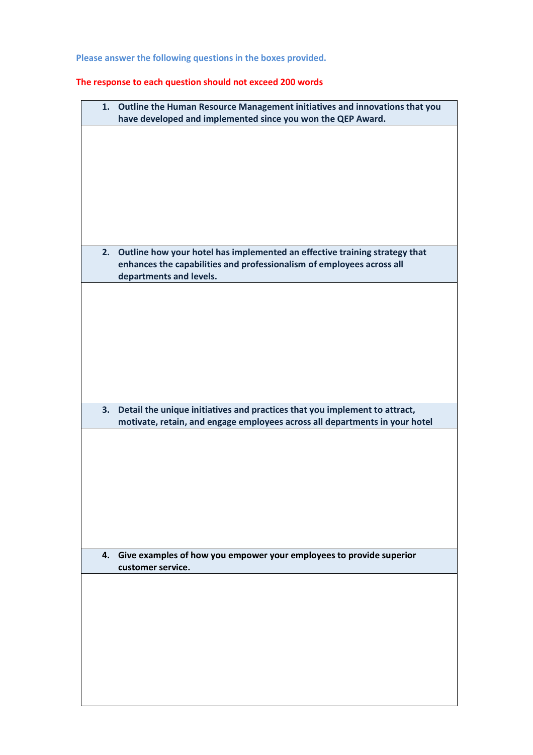Please answer the following questions in the boxes provided.

The response to each question should not exceed 200 words

| 1. Outline the Human Resource Management initiatives and innovations that you have developed and implemented since you won the QEP Award. |
| --- |
| |
| **2. Outline how your hotel has implemented an effective training strategy that enhances the capabilities and professionalism of employees across all departments and levels.** |
| |
| **3. Detail the unique initiatives and practices that you implement to attract, motivate, retain, and engage employees across all departments in your hotel** |
| |
| **4. Give examples of how you empower your employees to provide superior customer service.** |
| |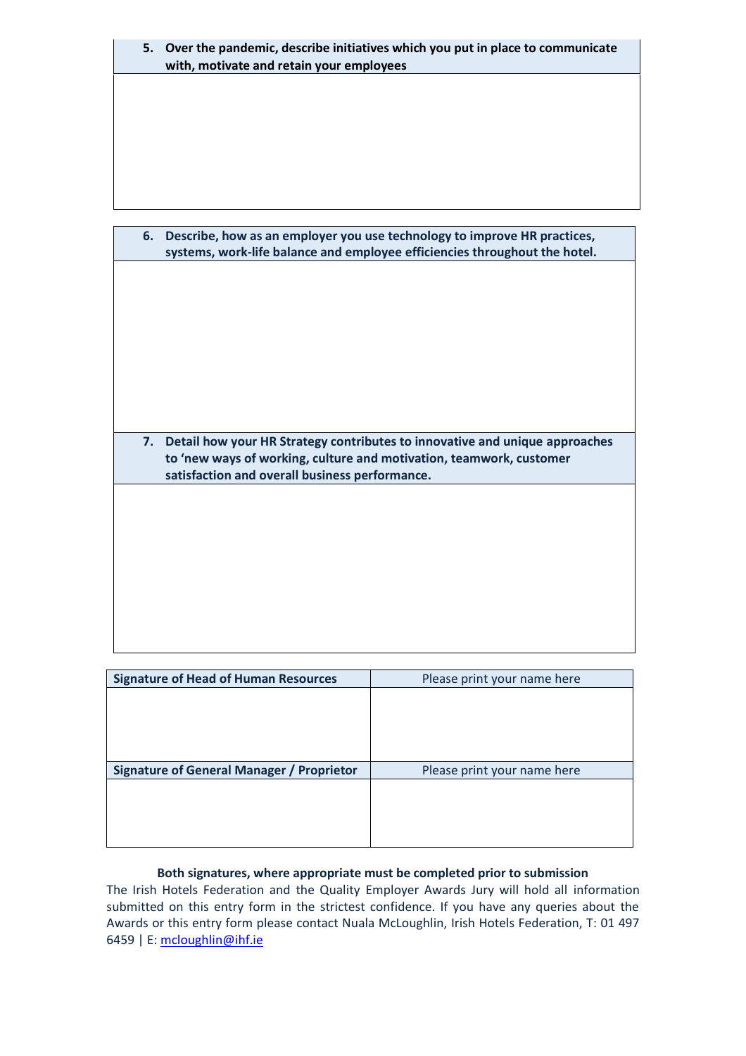**5. Over the pandemic, describe initiatives which you put in place to communicate with, motivate and retain your employees**

**6. Describe, how as an employer you use technology to improve HR practices, systems, work-life balance and employee efficiencies throughout the hotel.**

**7. Detail how your HR Strategy contributes to innovative and unique approaches to 'new ways of working, culture and motivation, teamwork, customer satisfaction and overall business performance.**

| | |
|---|---|
| **Signature of Head of Human Resources** | Please print your name here |
| | |
| **Signature of General Manager / Proprietor** | Please print your name here |
| | |

**Both signatures, where appropriate must be completed prior to submission**

The Irish Hotels Federation and the Quality Employer Awards Jury will hold all information submitted on this entry form in the strictest confidence. If you have any queries about the Awards or this entry form please contact Nuala McLoughlin, Irish Hotels Federation, T: 01 497 6459 | E: mcloughlin@ihf.ie